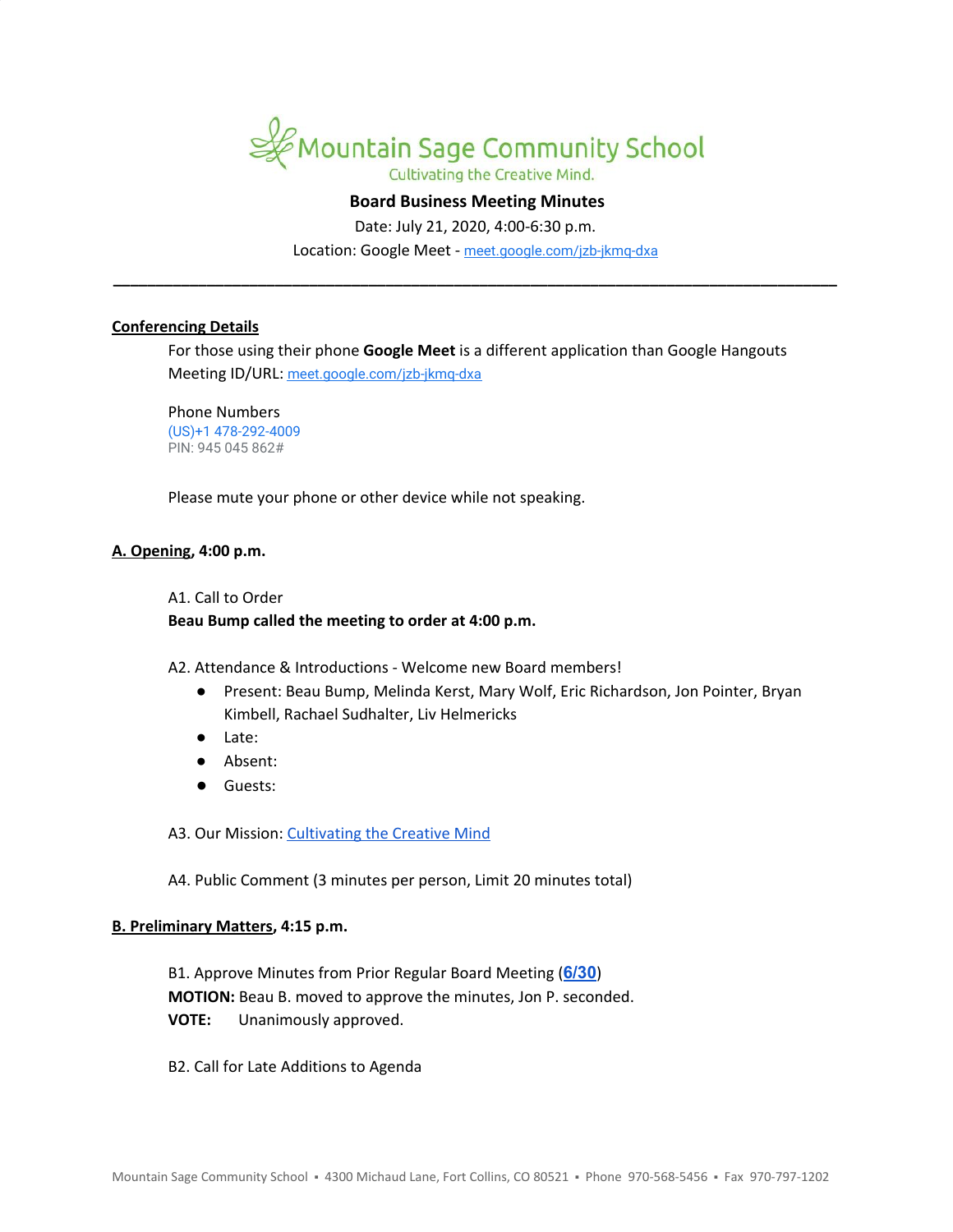# Mountain Sage Community School

Cultivating the Creative Mind.

**Board Business Meeting Minutes**

Date: July 21, 2020, 4:00-6:30 p.m.

Location: Google Meet - meet.google.com/jzb-jkmq-dxa

---

**Conferencing Details**

For those using their phone **Google Meet** is a different application than Google Hangouts

Meeting ID/URL: meet.google.com/jzb-jkmq-dxa

Phone Numbers

(US)+1 478-292-4009

PIN: 945 045 862#

Please mute your phone or other device while not speaking.

**A. Opening, 4:00 p.m.**

A1. Call to Order

**Beau Bump called the meeting to order at 4:00 p.m.**

A2. Attendance & Introductions - Welcome new Board members!

- Present: Beau Bump, Melinda Kerst, Mary Wolf, Eric Richardson, Jon Pointer, Bryan Kimbell, Rachael Sudhalter, Liv Helmericks
- Late:
- Absent:
- Guests:

A3. Our Mission: Cultivating the Creative Mind

A4. Public Comment (3 minutes per person, Limit 20 minutes total)

**B. Preliminary Matters, 4:15 p.m.**

B1. Approve Minutes from Prior Regular Board Meeting (**6/30**)

**MOTION:** Beau B. moved to approve the minutes, Jon P. seconded.

**VOTE:** Unanimously approved.

B2. Call for Late Additions to Agenda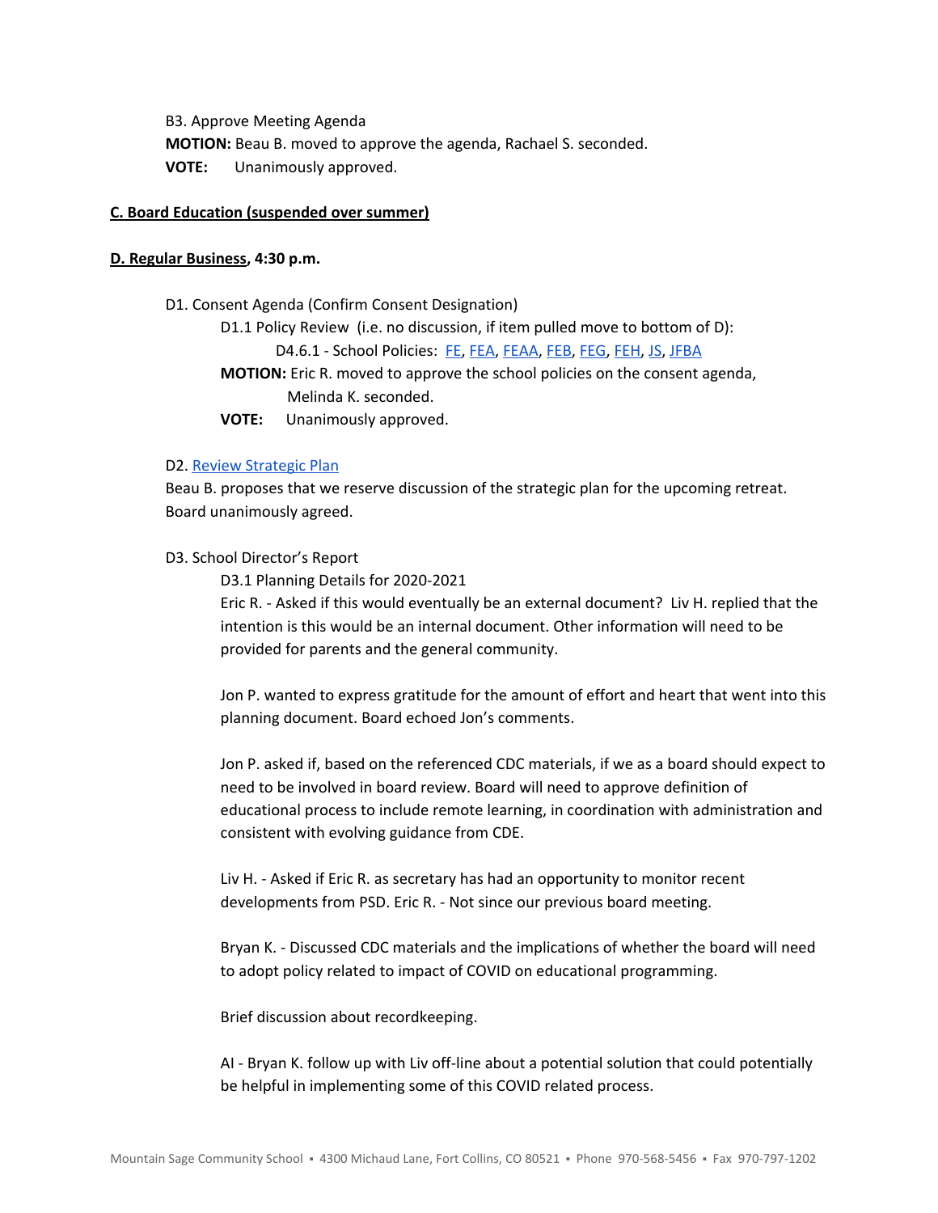B3. Approve Meeting Agenda

**MOTION:** Beau B. moved to approve the agenda, Rachael S. seconded.

**VOTE:** Unanimously approved.

**C. Board Education (suspended over summer)**

**D. Regular Business, 4:30 p.m.**

D1. Consent Agenda (Confirm Consent Designation)

D1.1 Policy Review (i.e. no discussion, if item pulled move to bottom of D):

D4.6.1 - School Policies: FE, FEA, FEAA, FEB, FEG, FEH, JS, JFBA

**MOTION:** Eric R. moved to approve the school policies on the consent agenda, Melinda K. seconded.

**VOTE:** Unanimously approved.

D2. Review Strategic Plan

Beau B. proposes that we reserve discussion of the strategic plan for the upcoming retreat. Board unanimously agreed.

D3. School Director's Report

D3.1 Planning Details for 2020-2021

Eric R. - Asked if this would eventually be an external document? Liv H. replied that the intention is this would be an internal document. Other information will need to be provided for parents and the general community.

Jon P. wanted to express gratitude for the amount of effort and heart that went into this planning document. Board echoed Jon's comments.

Jon P. asked if, based on the referenced CDC materials, if we as a board should expect to need to be involved in board review. Board will need to approve definition of educational process to include remote learning, in coordination with administration and consistent with evolving guidance from CDE.

Liv H. - Asked if Eric R. as secretary has had an opportunity to monitor recent developments from PSD. Eric R. - Not since our previous board meeting.

Bryan K. - Discussed CDC materials and the implications of whether the board will need to adopt policy related to impact of COVID on educational programming.

Brief discussion about recordkeeping.

AI - Bryan K. follow up with Liv off-line about a potential solution that could potentially be helpful in implementing some of this COVID related process.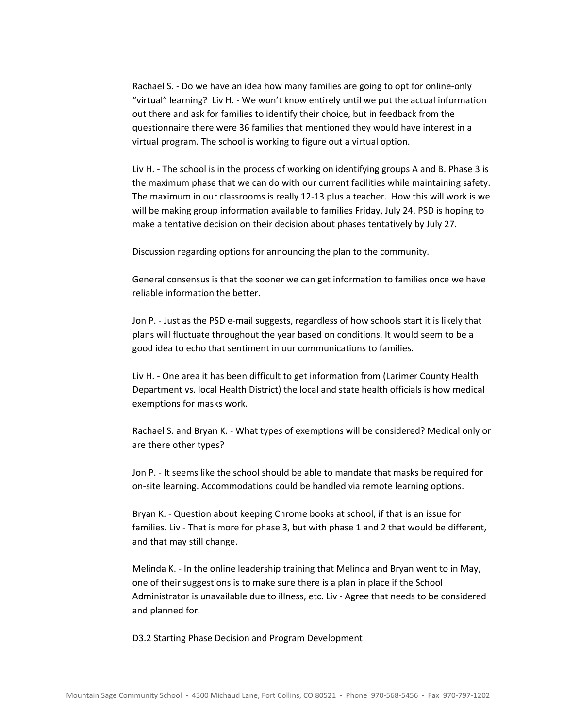Rachael S. - Do we have an idea how many families are going to opt for online-only “virtual” learning? Liv H. - We won’t know entirely until we put the actual information out there and ask for families to identify their choice, but in feedback from the questionnaire there were 36 families that mentioned they would have interest in a virtual program. The school is working to figure out a virtual option.

Liv H. - The school is in the process of working on identifying groups A and B. Phase 3 is the maximum phase that we can do with our current facilities while maintaining safety. The maximum in our classrooms is really 12-13 plus a teacher. How this will work is we will be making group information available to families Friday, July 24. PSD is hoping to make a tentative decision on their decision about phases tentatively by July 27.

Discussion regarding options for announcing the plan to the community.

General consensus is that the sooner we can get information to families once we have reliable information the better.

Jon P. - Just as the PSD e-mail suggests, regardless of how schools start it is likely that plans will fluctuate throughout the year based on conditions. It would seem to be a good idea to echo that sentiment in our communications to families.

Liv H. - One area it has been difficult to get information from (Larimer County Health Department vs. local Health District) the local and state health officials is how medical exemptions for masks work.

Rachael S. and Bryan K. - What types of exemptions will be considered? Medical only or are there other types?

Jon P. - It seems like the school should be able to mandate that masks be required for on-site learning. Accommodations could be handled via remote learning options.

Bryan K. - Question about keeping Chrome books at school, if that is an issue for families. Liv - That is more for phase 3, but with phase 1 and 2 that would be different, and that may still change.

Melinda K. - In the online leadership training that Melinda and Bryan went to in May, one of their suggestions is to make sure there is a plan in place if the School Administrator is unavailable due to illness, etc. Liv - Agree that needs to be considered and planned for.

D3.2 Starting Phase Decision and Program Development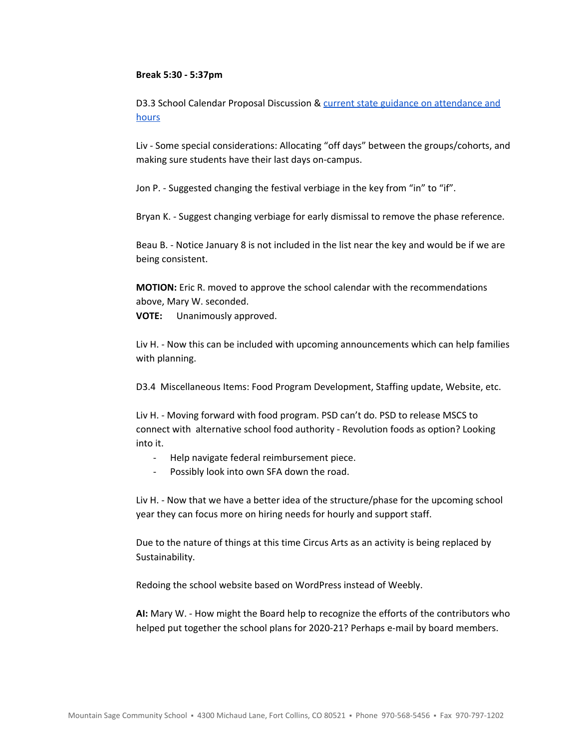**Break 5:30 - 5:37pm**

D3.3 School Calendar Proposal Discussion & [current state guidance on attendance and hours]

Liv - Some special considerations: Allocating "off days" between the groups/cohorts, and making sure students have their last days on-campus.

Jon P. - Suggested changing the festival verbiage in the key from "in" to "if".

Bryan K. - Suggest changing verbiage for early dismissal to remove the phase reference.

Beau B. - Notice January 8 is not included in the list near the key and would be if we are being consistent.

**MOTION:** Eric R. moved to approve the school calendar with the recommendations above, Mary W. seconded.
**VOTE:** Unanimously approved.

Liv H. - Now this can be included with upcoming announcements which can help families with planning.

D3.4 Miscellaneous Items: Food Program Development, Staffing update, Website, etc.

Liv H. - Moving forward with food program. PSD can't do. PSD to release MSCS to connect with alternative school food authority - Revolution foods as option? Looking into it.

- Help navigate federal reimbursement piece.
- Possibly look into own SFA down the road.

Liv H. - Now that we have a better idea of the structure/phase for the upcoming school year they can focus more on hiring needs for hourly and support staff.

Due to the nature of things at this time Circus Arts as an activity is being replaced by Sustainability.

Redoing the school website based on WordPress instead of Weebly.

**AI:** Mary W. - How might the Board help to recognize the efforts of the contributors who helped put together the school plans for 2020-21? Perhaps e-mail by board members.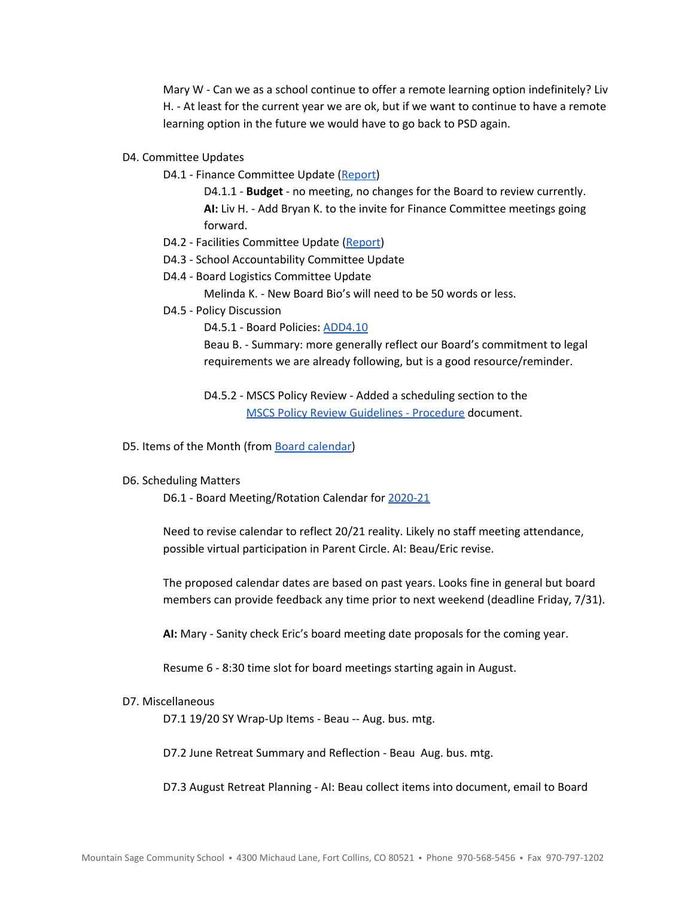Mary W - Can we as a school continue to offer a remote learning option indefinitely? Liv H. - At least for the current year we are ok, but if we want to continue to have a remote learning option in the future we would have to go back to PSD again.

D4. Committee Updates

- D4.1 - Finance Committee Update (Report)
  - D4.1.1 - **Budget** - no meeting, no changes for the Board to review currently.
  - **AI:** Liv H. - Add Bryan K. to the invite for Finance Committee meetings going forward.
- D4.2 - Facilities Committee Update (Report)
- D4.3 - School Accountability Committee Update
- D4.4 - Board Logistics Committee Update
  - Melinda K. - New Board Bio's will need to be 50 words or less.
- D4.5 - Policy Discussion
  - D4.5.1 - Board Policies: ADD4.10
  - Beau B. - Summary: more generally reflect our Board's commitment to legal requirements we are already following, but is a good resource/reminder.
  - D4.5.2 - MSCS Policy Review - Added a scheduling section to the MSCS Policy Review Guidelines - Procedure document.

D5. Items of the Month (from Board calendar)

D6. Scheduling Matters

D6.1 - Board Meeting/Rotation Calendar for 2020-21

Need to revise calendar to reflect 20/21 reality. Likely no staff meeting attendance, possible virtual participation in Parent Circle. AI: Beau/Eric revise.

The proposed calendar dates are based on past years. Looks fine in general but board members can provide feedback any time prior to next weekend (deadline Friday, 7/31).

**AI:** Mary - Sanity check Eric's board meeting date proposals for the coming year.

Resume 6 - 8:30 time slot for board meetings starting again in August.

D7. Miscellaneous

D7.1 19/20 SY Wrap-Up Items - Beau -- Aug. bus. mtg.

D7.2 June Retreat Summary and Reflection - Beau Aug. bus. mtg.

D7.3 August Retreat Planning - AI: Beau collect items into document, email to Board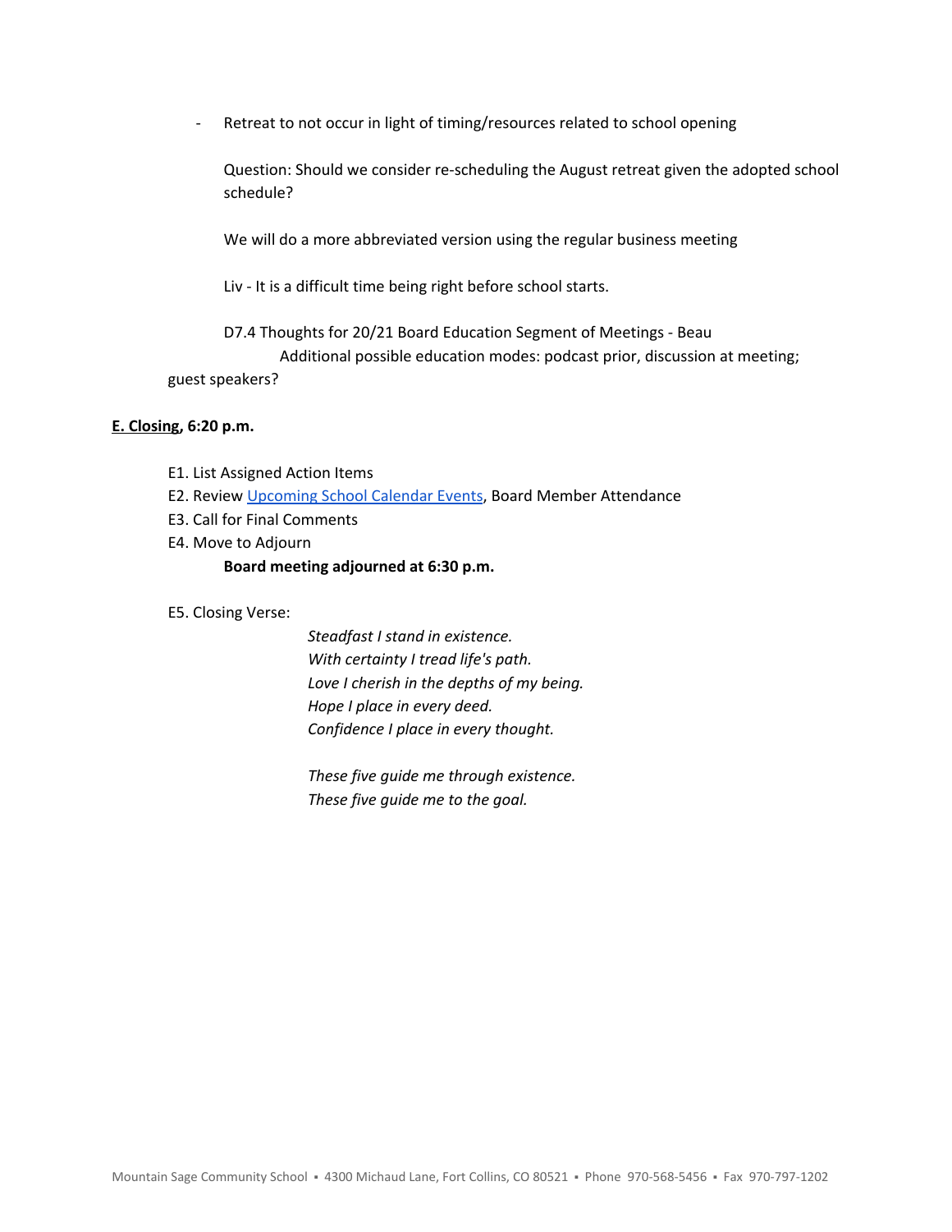- Retreat to not occur in light of timing/resources related to school opening

  Question: Should we consider re-scheduling the August retreat given the adopted school schedule?

  We will do a more abbreviated version using the regular business meeting

  Liv - It is a difficult time being right before school starts.

  D7.4 Thoughts for 20/21 Board Education Segment of Meetings - Beau
  Additional possible education modes: podcast prior, discussion at meeting; guest speakers?

**E. Closing, 6:20 p.m.**

E1. List Assigned Action Items
E2. Review Upcoming School Calendar Events, Board Member Attendance
E3. Call for Final Comments
E4. Move to Adjourn
**Board meeting adjourned at 6:30 p.m.**

E5. Closing Verse:

*Steadfast I stand in existence.*
*With certainty I tread life's path.*
*Love I cherish in the depths of my being.*
*Hope I place in every deed.*
*Confidence I place in every thought.*

*These five guide me through existence.*
*These five guide me to the goal.*